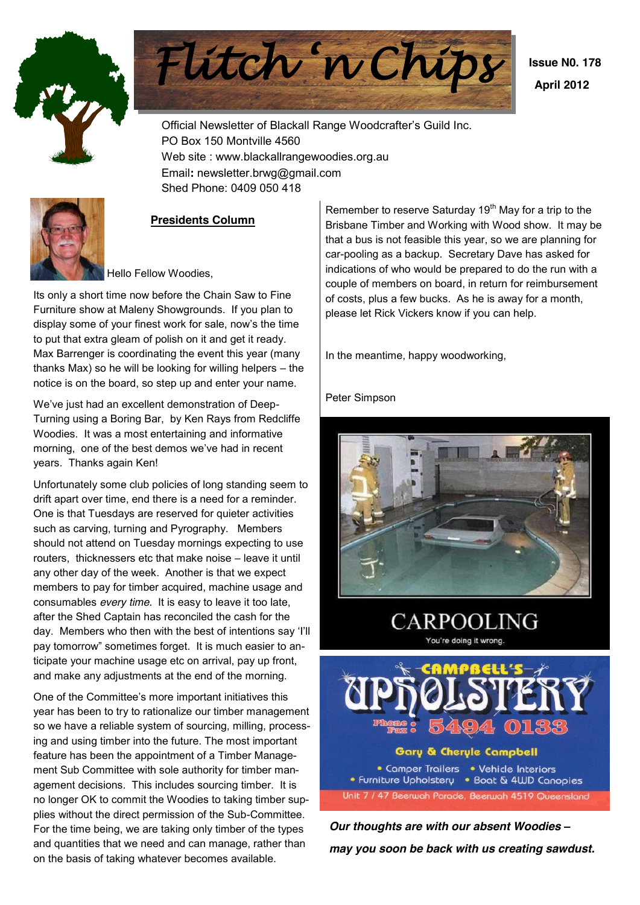# Flitch 'n Chips

**Issue N0. 178**

**April 2012**

Official Newsletter of Blackall Range Woodcrafter's Guild Inc.
PO Box 150 Montville 4560
Web site : www.blackallrangewoodies.org.au
Email: newsletter.brwg@gmail.com
Shed Phone: 0409 050 418

## Presidents Column

Hello Fellow Woodies,

Its only a short time now before the Chain Saw to Fine Furniture show at Maleny Showgrounds. If you plan to display some of your finest work for sale, now's the time to put that extra gleam of polish on it and get it ready. Max Barrenger is coordinating the event this year (many thanks Max) so he will be looking for willing helpers – the notice is on the board, so step up and enter your name.

We've just had an excellent demonstration of Deep-Turning using a Boring Bar, by Ken Rays from Redcliffe Woodies. It was a most entertaining and informative morning, one of the best demos we've had in recent years. Thanks again Ken!

Unfortunately some club policies of long standing seem to drift apart over time, end there is a need for a reminder. One is that Tuesdays are reserved for quieter activities such as carving, turning and Pyrography. Members should not attend on Tuesday mornings expecting to use routers, thicknessers etc that make noise – leave it until any other day of the week. Another is that we expect members to pay for timber acquired, machine usage and consumables *every time.* It is easy to leave it too late, after the Shed Captain has reconciled the cash for the day. Members who then with the best of intentions say 'I'll pay tomorrow" sometimes forget. It is much easier to anticipate your machine usage etc on arrival, pay up front, and make any adjustments at the end of the morning.

One of the Committee's more important initiatives this year has been to try to rationalize our timber management so we have a reliable system of sourcing, milling, processing and using timber into the future. The most important feature has been the appointment of a Timber Management Sub Committee with sole authority for timber management decisions. This includes sourcing timber. It is no longer OK to commit the Woodies to taking timber supplies without the direct permission of the Sub-Committee. For the time being, we are taking only timber of the types and quantities that we need and can manage, rather than on the basis of taking whatever becomes available.

Remember to reserve Saturday 19th May for a trip to the Brisbane Timber and Working with Wood show. It may be that a bus is not feasible this year, so we are planning for car-pooling as a backup. Secretary Dave has asked for indications of who would be prepared to do the run with a couple of members on board, in return for reimbursement of costs, plus a few bucks. As he is away for a month, please let Rick Vickers know if you can help.

In the meantime, happy woodworking,

Peter Simpson

CARPOOLING

You're doing it wrong.

CAMPBELL'S UPHOLSTERY

Phone Fax : 5494 0133

Gary & Cheryle Campbell

- Camper Trailers
- Vehicle Interiors
- Furniture Upholstery
- Boat & 4WD Canopies

Unit 7 / 47 Beerwah Parade, Beerwah 4519 Queensland

***Our thoughts are with our absent Woodies – may you soon be back with us creating sawdust.***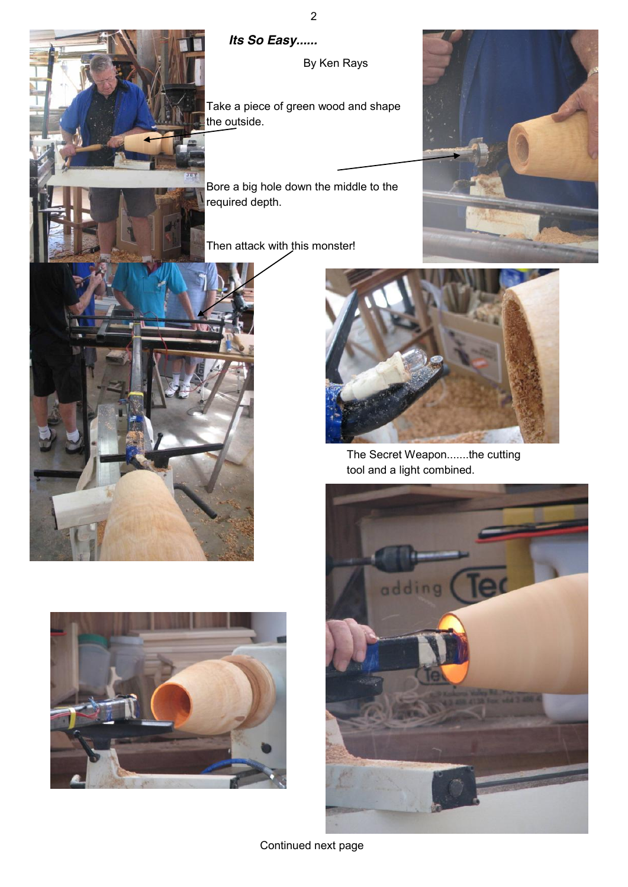## *Its So Easy......*

By Ken Rays

Take a piece of green wood and shape the outside.

Bore a big hole down the middle to the required depth.

Then attack with this monster!

The Secret Weapon.......the cutting tool and a light combined.

Continued next page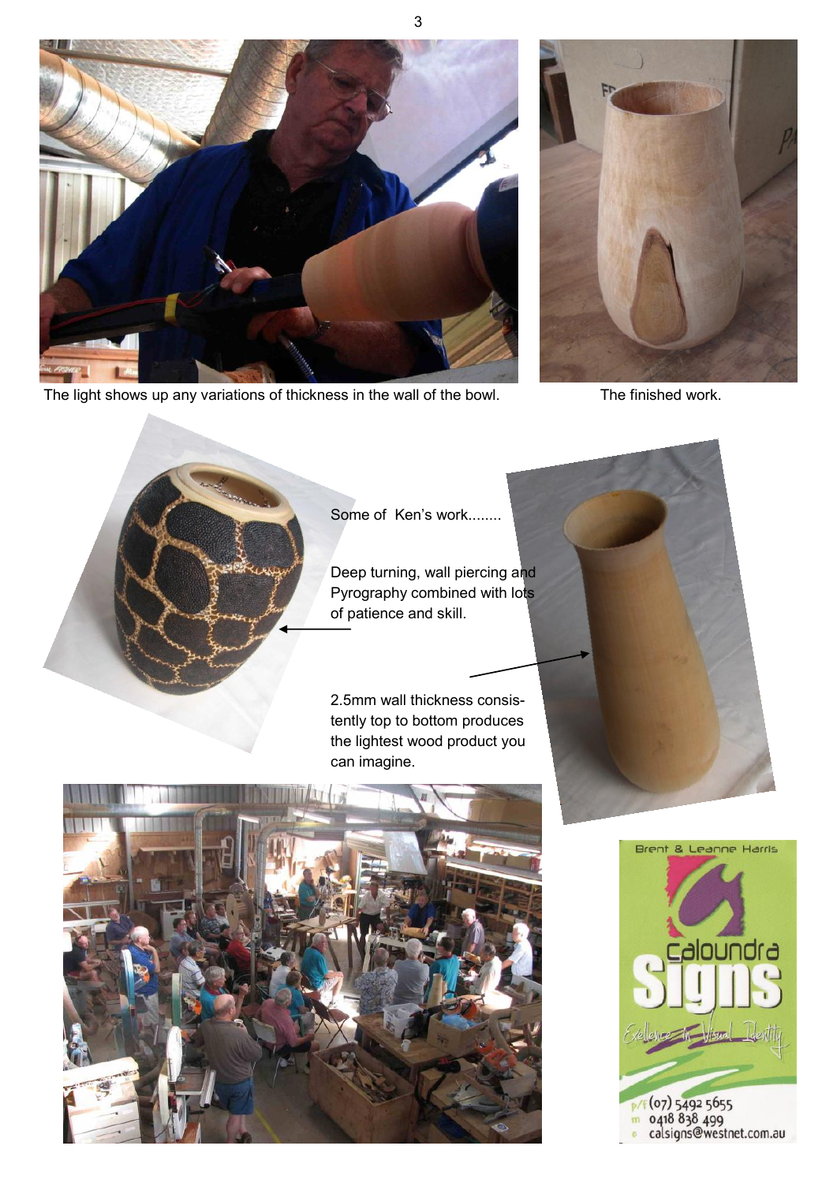The light shows up any variations of thickness in the wall of the bowl.

The finished work.

Some of Ken's work........

Deep turning, wall piercing and Pyrography combined with lots of patience and skill.

2.5mm wall thickness consistently top to bottom produces the lightest wood product you can imagine.

Brent & Leanne Harris

Caloundra Signs

Excellence in Visual Identity

p/f (07) 5492 5655
m 0418 838 499
e calsigns@westnet.com.au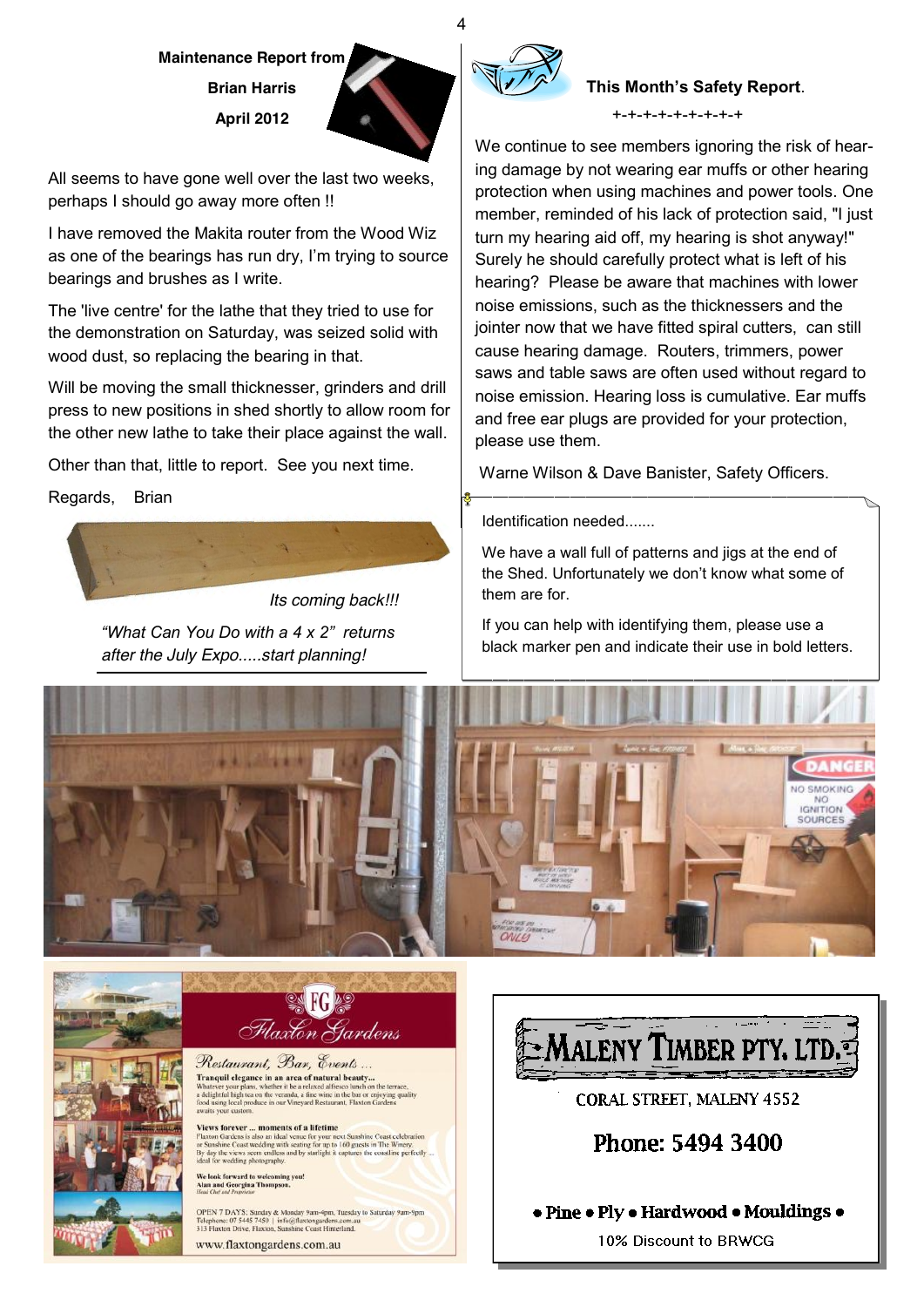**Maintenance Report from**

**Brian Harris**

**April 2012**

All seems to have gone well over the last two weeks, perhaps I should go away more often !!

I have removed the Makita router from the Wood Wiz as one of the bearings has run dry, I'm trying to source bearings and brushes as I write.

The 'live centre' for the lathe that they tried to use for the demonstration on Saturday, was seized solid with wood dust, so replacing the bearing in that.

Will be moving the small thicknesser, grinders and drill press to new positions in shed shortly to allow room for the other new lathe to take their place against the wall.

Other than that, little to report. See you next time.

Regards, Brian

*Its coming back!!!*

*"What Can You Do with a 4 x 2" returns after the July Expo.....start planning!*

**This Month's Safety Report.**

+-+-+-+-+-+-+-+-+

We continue to see members ignoring the risk of hearing damage by not wearing ear muffs or other hearing protection when using machines and power tools. One member, reminded of his lack of protection said, "I just turn my hearing aid off, my hearing is shot anyway!" Surely he should carefully protect what is left of his hearing? Please be aware that machines with lower noise emissions, such as the thicknessers and the jointer now that we have fitted spiral cutters, can still cause hearing damage. Routers, trimmers, power saws and table saws are often used without regard to noise emission. Hearing loss is cumulative. Ear muffs and free ear plugs are provided for your protection, please use them.

Warne Wilson & Dave Banister, Safety Officers.

Identification needed.......

We have a wall full of patterns and jigs at the end of the Shed. Unfortunately we don't know what some of them are for.

If you can help with identifying them, please use a black marker pen and indicate their use in bold letters.

**Flaxton Gardens**

*Restaurant, Bar, Events ...*

**Tranquil elegance in an area of natural beauty...**
Whatever your plans, whether it be a relaxed alfresco lunch on the terrace, a delightful high tea on the veranda, a fine wine in the bar or enjoying quality food using local produce in our Vineyard Restaurant, Flaxton Gardens awaits your custom.

**Views forever ... moments of a lifetime**
Flaxton Gardens is also an ideal venue for your next Sunshine Coast celebration or Sunshine Coast wedding with seating for up to 160 guests in The Winery. By day the views seem endless and by starlight it captures the coastline perfectly ... ideal for wedding photography.

**We look forward to welcoming you!**
**Alan and Georgina Thompson.**
*Head Chef and Proprietor*

OPEN 7 DAYS: Sunday & Monday 9am-4pm, Tuesday to Saturday 9am-9pm
Telephone: 07 5445 7450 | info@flaxtongardens.com.au
313 Flaxton Drive, Flaxton, Sunshine Coast Hinterland.

www.flaxtongardens.com.au

**MALENY TIMBER PTY. LTD.**

CORAL STREET, MALENY 4552

**Phone: 5494 3400**

**• Pine • Ply • Hardwood • Mouldings •**

10% Discount to BRWCG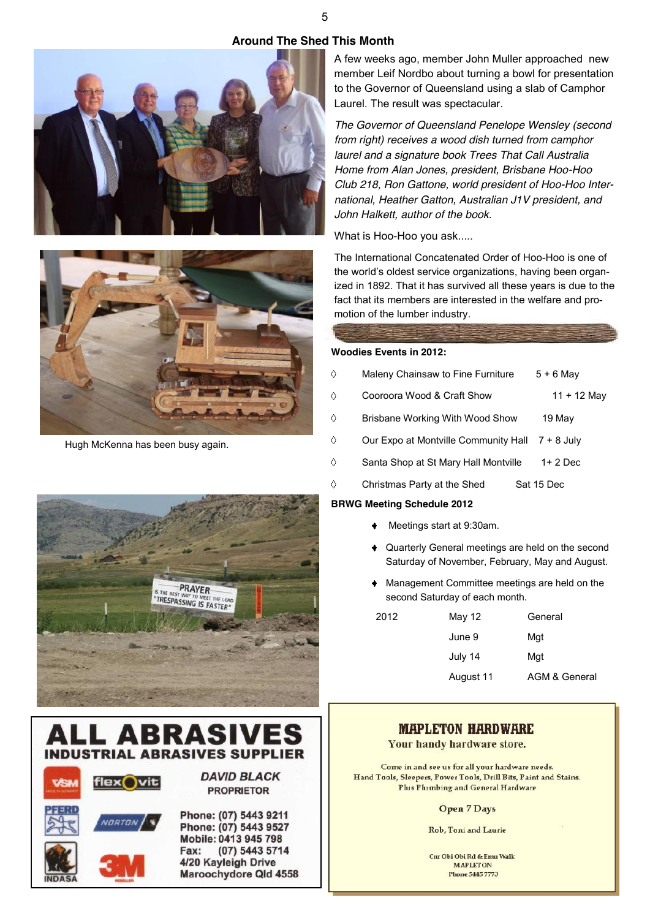## Around The Shed This Month

A few weeks ago, member John Muller approached new member Leif Nordbo about turning a bowl for presentation to the Governor of Queensland using a slab of Camphor Laurel. The result was spectacular.

*The Governor of Queensland Penelope Wensley (second from right) receives a wood dish turned from camphor laurel and a signature book Trees That Call Australia Home from Alan Jones, president, Brisbane Hoo-Hoo Club 218, Ron Gattone, world president of Hoo-Hoo International, Heather Gatton, Australian J1V president, and John Halkett, author of the book.*

What is Hoo-Hoo you ask.....

The International Concatenated Order of Hoo-Hoo is one of the world's oldest service organizations, having been organized in 1892. That it has survived all these years is due to the fact that its members are interested in the welfare and promotion of the lumber industry.

Hugh McKenna has been busy again.

**Woodies Events in 2012:**

- Maleny Chainsaw to Fine Furniture — 5 + 6 May
- Cooroora Wood & Craft Show — 11 + 12 May
- Brisbane Working With Wood Show — 19 May
- Our Expo at Montville Community Hall — 7 + 8 July
- Santa Shop at St Mary Hall Montville — 1+ 2 Dec
- Christmas Party at the Shed — Sat 15 Dec

**BRWG Meeting Schedule 2012**

- Meetings start at 9:30am.
- Quarterly General meetings are held on the second Saturday of November, February, May and August.
- Management Committee meetings are held on the second Saturday of each month.

| 2012 | | |
|---|---|---|
| | May 12 | General |
| | June 9 | Mgt |
| | July 14 | Mgt |
| | August 11 | AGM & General |

**ALL ABRASIVES**
**INDUSTRIAL ABRASIVES SUPPLIER**

VSM · flexovit · PFERD · NORTON · INDASA · 3M

*DAVID BLACK*
PROPRIETOR

Phone: (07) 5443 9211
Phone: (07) 5443 9527
Mobile: 0413 945 798
Fax: (07) 5443 5714
4/20 Kayleigh Drive
Maroochydore Qld 4558

**MAPLETON HARDWARE**
Your handy hardware store.

Come in and see us for all your hardware needs.
Hand Tools, Sleepers, Power Tools, Drill Bits, Paint and Stains.
Plus Plumbing and General Hardware

Open 7 Days

Rob, Toni and Laurie

Cnr Obi Obi Rd & Emu Walk
MAPLETON
Phone 5445 7773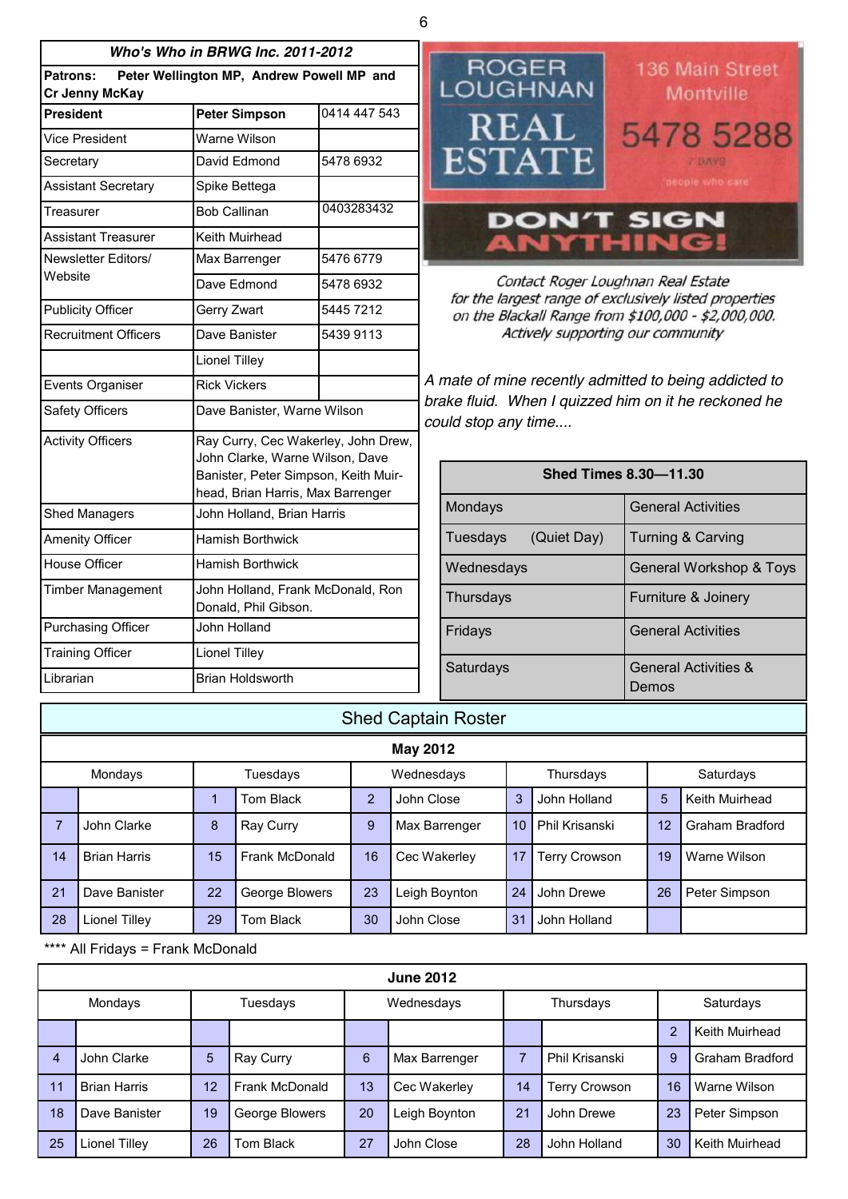| Who's Who in BRWG Inc. 2011-2012 | | |
|---|---|---|
| **Patrons: Peter Wellington MP, Andrew Powell MP and Cr Jenny McKay** | | |
| **President** | **Peter Simpson** | 0414 447 543 |
| Vice President | Warne Wilson | |
| Secretary | David Edmond | 5478 6932 |
| Assistant Secretary | Spike Bettega | |
| Treasurer | Bob Callinan | 0403283432 |
| Assistant Treasurer | Keith Muirhead | |
| Newsletter Editors/ Website | Max Barrenger | 5476 6779 |
| | Dave Edmond | 5478 6932 |
| Publicity Officer | Gerry Zwart | 5445 7212 |
| Recruitment Officers | Dave Banister | 5439 9113 |
| | Lionel Tilley | |
| Events Organiser | Rick Vickers | |
| Safety Officers | Dave Banister, Warne Wilson | |
| Activity Officers | Ray Curry, Cec Wakerley, John Drew, John Clarke, Warne Wilson, Dave Banister, Peter Simpson, Keith Muirhead, Brian Harris, Max Barrenger | |
| Shed Managers | John Holland, Brian Harris | |
| Amenity Officer | Hamish Borthwick | |
| House Officer | Hamish Borthwick | |
| Timber Management | John Holland, Frank McDonald, Ron Donald, Phil Gibson. | |
| Purchasing Officer | John Holland | |
| Training Officer | Lionel Tilley | |
| Librarian | Brian Holdsworth | |

ROGER LOUGHNAN REAL ESTATE
136 Main Street Montville
5478 5288
7 DAYS
people who care
DON'T SIGN ANYTHING!

*Contact Roger Loughnan Real Estate for the largest range of exclusively listed properties on the Blackall Range from $100,000 - $2,000,000. Actively supporting our community*

*A mate of mine recently admitted to being addicted to brake fluid. When I quizzed him on it he reckoned he could stop any time....*

| Shed Times 8.30—11.30 | |
|---|---|
| Mondays | General Activities |
| Tuesdays (Quiet Day) | Turning & Carving |
| Wednesdays | General Workshop & Toys |
| Thursdays | Furniture & Joinery |
| Fridays | General Activities |
| Saturdays | General Activities & Demos |

## Shed Captain Roster

**May 2012**

| Mondays | | Tuesdays | | Wednesdays | | Thursdays | | Saturdays | |
|---|---|---|---|---|---|---|---|---|---|
| | | 1 | Tom Black | 2 | John Close | 3 | John Holland | 5 | Keith Muirhead |
| 7 | John Clarke | 8 | Ray Curry | 9 | Max Barrenger | 10 | Phil Krisanski | 12 | Graham Bradford |
| 14 | Brian Harris | 15 | Frank McDonald | 16 | Cec Wakerley | 17 | Terry Crowson | 19 | Warne Wilson |
| 21 | Dave Banister | 22 | George Blowers | 23 | Leigh Boynton | 24 | John Drewe | 26 | Peter Simpson |
| 28 | Lionel Tilley | 29 | Tom Black | 30 | John Close | 31 | John Holland | | |

**** All Fridays = Frank McDonald

**June 2012**

| Mondays | | Tuesdays | | Wednesdays | | Thursdays | | Saturdays | |
|---|---|---|---|---|---|---|---|---|---|
| | | | | | | | | 2 | Keith Muirhead |
| 4 | John Clarke | 5 | Ray Curry | 6 | Max Barrenger | 7 | Phil Krisanski | 9 | Graham Bradford |
| 11 | Brian Harris | 12 | Frank McDonald | 13 | Cec Wakerley | 14 | Terry Crowson | 16 | Warne Wilson |
| 18 | Dave Banister | 19 | George Blowers | 20 | Leigh Boynton | 21 | John Drewe | 23 | Peter Simpson |
| 25 | Lionel Tilley | 26 | Tom Black | 27 | John Close | 28 | John Holland | 30 | Keith Muirhead |